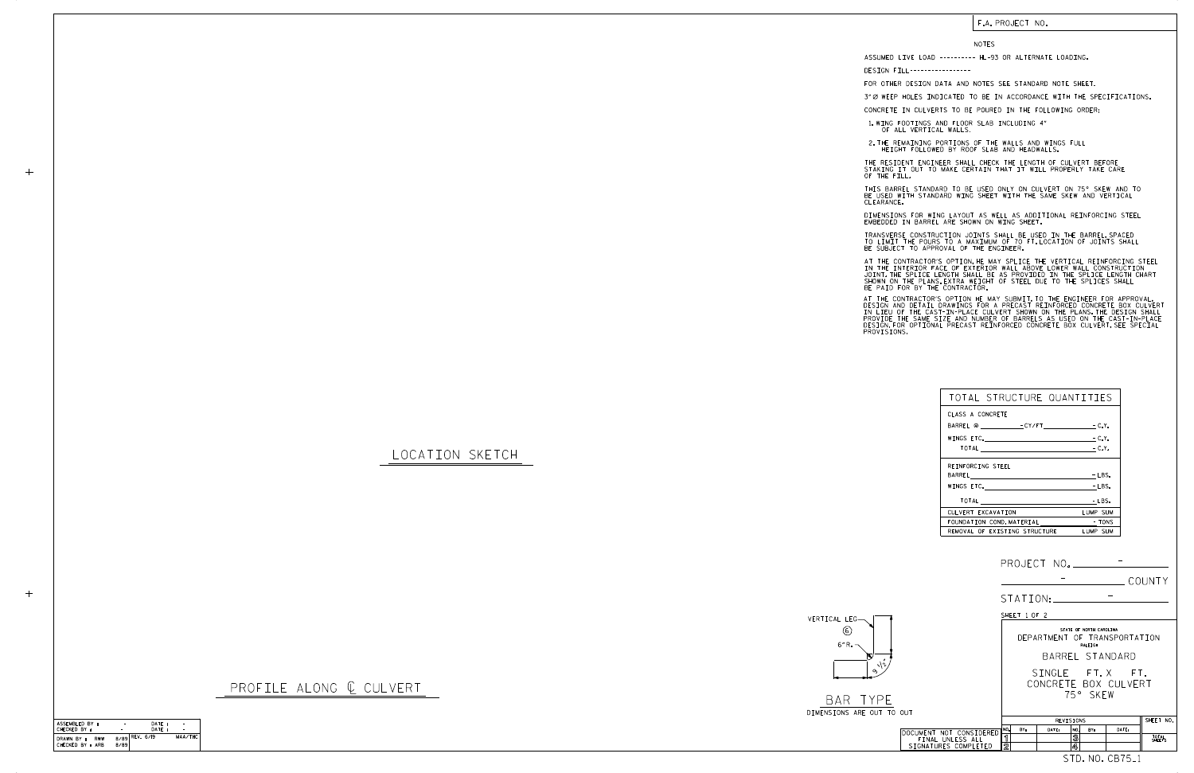F.A. PROJECT NO.

## NOTES

ASSUMED LIVE LOAD ---------- HL-93 OR ALTERNATE LOADING.

DESIGN FILL-----------------

FOR OTHER DESIGN DATA AND NOTES SEE STANDARD NOTE SHEET.

3"Ø WEEP HOLES INDICATED TO BE IN ACCORDANCE WITH THE SPECIFICATIONS.

CONCRETE IN CULVERTS TO BE POURED IN THE FOLLOWING ORDER:

1. WING FOOTINGS AND FLOOR SLAB INCLUDING 4" OF ALL VERTICAL WALLS.
2. THE REMAINING PORTIONS OF THE WALLS AND WINGS FULL HEIGHT FOLLOWED BY ROOF SLAB AND HEADWALLS.

THE RESIDENT ENGINEER SHALL CHECK THE LENGTH OF CULVERT BEFORE STAKING IT OUT TO MAKE CERTAIN THAT IT WILL PROPERLY TAKE CARE OF THE FILL.

THIS BARREL STANDARD TO BE USED ONLY ON CULVERT ON 75° SKEW AND TO BE USED WITH STANDARD WING SHEET WITH THE SAME SKEW AND VERTICAL CLEARANCE.

DIMENSIONS FOR WING LAYOUT AS WELL AS ADDITIONAL REINFORCING STEEL EMBEDDED IN BARREL ARE SHOWN ON WING SHEET.

TRANSVERSE CONSTRUCTION JOINTS SHALL BE USED IN THE BARREL, SPACED TO LIMIT THE POURS TO A MAXIMUM OF 70 FT. LOCATION OF JOINTS SHALL BE SUBJECT TO APPROVAL OF THE ENGINEER.

AT THE CONTRACTOR'S OPTION, HE MAY SPLICE THE VERTICAL REINFORCING STEEL IN THE INTERIOR FACE OF EXTERIOR WALL ABOVE LOWER WALL CONSTRUCTION JOINT. THE SPLICE LENGTH SHALL BE AS PROVIDED IN THE SPLICE LENGTH CHART SHOWN ON THE PLANS. EXTRA WEIGHT OF STEEL DUE TO THE SPLICES SHALL BE PAID FOR BY THE CONTRACTOR.

AT THE CONTRACTOR'S OPTION HE MAY SUBMIT, TO THE ENGINEER FOR APPROVAL, DESIGN AND DETAIL DRAWINGS FOR A PRECAST REINFORCED CONCRETE BOX CULVERT IN LIEU OF THE CAST-IN-PLACE CULVERT SHOWN ON THE PLANS. THE DESIGN SHALL PROVIDE THE SAME SIZE AND NUMBER OF BARRELS AS USED ON THE CAST-IN-PLACE DESIGN. FOR OPTIONAL PRECAST REINFORCED CONCRETE BOX CULVERT, SEE SPECIAL PROVISIONS.

LOCATION SKETCH

PROFILE ALONG ℄ CULVERT

| TOTAL STRUCTURE QUANTITIES | |
|---|---|
| CLASS A CONCRETE | |
| BARREL @ ______ - CY/FT ______ | - C.Y. |
| WINGS ETC. | - C.Y. |
| TOTAL | - C.Y. |
| REINFORCING STEEL | |
| BARREL | - LBS. |
| WINGS ETC. | - LBS. |
| TOTAL | - LBS. |
| CULVERT EXCAVATION | LUMP SUM |
| FOUNDATION COND. MATERIAL | - TONS |
| REMOVAL OF EXISTING STRUCTURE | LUMP SUM |

VERTICAL LEG ⑥ 6" R. 9 1/2"

BAR TYPE
DIMENSIONS ARE OUT TO OUT

PROJECT NO. -

- COUNTY

STATION: -

SHEET 1 OF 2

STATE OF NORTH CAROLINA
DEPARTMENT OF TRANSPORTATION
RALEIGH

BARREL STANDARD

SINGLE FT. X FT.
CONCRETE BOX CULVERT
75° SKEW

| ASSEMBLED BY : | - | DATE : | - |
|---|---|---|---|
| CHECKED BY : | - | DATE : | - |
| DRAWN BY : RWW | 8/89 | REV. 6/19 | MAA/THC |
| CHECKED BY : ARB | 8/89 | | |

DOCUMENT NOT CONSIDERED FINAL UNLESS ALL SIGNATURES COMPLETED

| REVISIONS | | | | | | SHEET NO. |
|---|---|---|---|---|---|---|
| NO. | BY: | DATE: | NO. | BY: | DATE: | |
| 1 | | | 3 | | | TOTAL SHEETS |
| 2 | | | 4 | | | |

STD. NO. CB75_1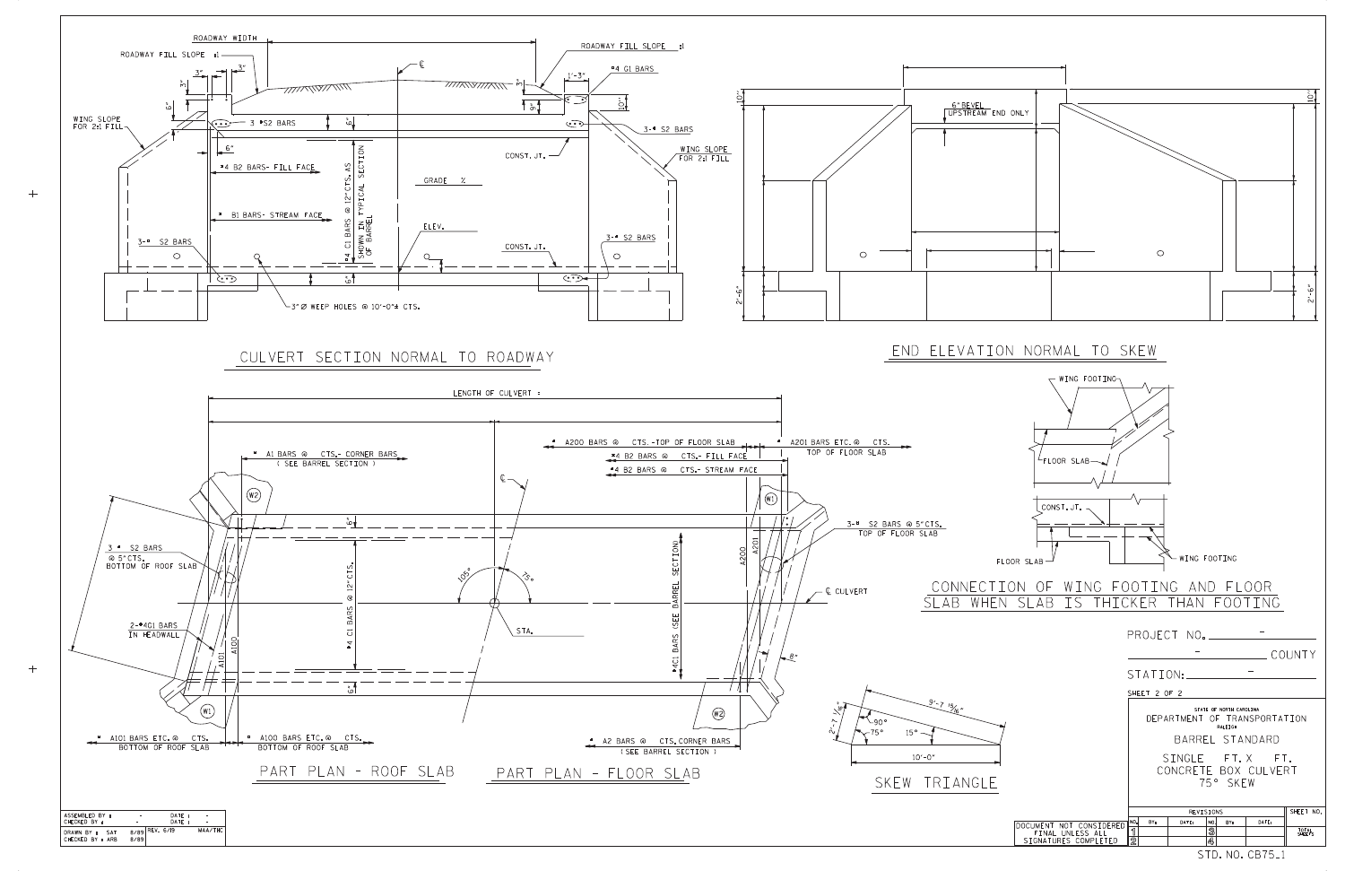## CULVERT SECTION NORMAL TO ROADWAY

ROADWAY WIDTH

ROADWAY FILL SLOPE :1

ROADWAY FILL SLOPE :1

3"

3"

3"

6"

3"

1'-3"

#4 G1 BARS

9"

10"

WING SLOPE FOR 2:1 FILL

3 # S2 BARS

6"

3-# S2 BARS

6"

#4 B2 BARS- FILL FACE

# B1 BARS- STREAM FACE

#4 C1 BARS @ 12" CTS. AS SHOWN IN TYPICAL SECTION OF BARREL

GRADE %

CONST. JT.

WING SLOPE FOR 2:1 FILL

ELEV.

3-# S2 BARS

CONST. JT.

3-# S2 BARS

6"

3" Ø WEEP HOLES @ 10'-0"± CTS.

℄

## END ELEVATION NORMAL TO SKEW

10"

6" BEVEL UPSTREAM END ONLY

10"

2'-6"

2'-6"

## PART PLAN - ROOF SLAB

## PART PLAN - FLOOR SLAB

LENGTH OF CULVERT =

# A1 BARS @ CTS.- CORNER BARS ( SEE BARREL SECTION )

# A200 BARS @ CTS.-TOP OF FLOOR SLAB

# A201 BARS ETC. @ CTS. TOP OF FLOOR SLAB

#4 B2 BARS @ CTS.- FILL FACE

#4 B2 BARS @ CTS.- STREAM FACE

W2

W1

W1

W2

6"

3-# S2 BARS @ 5" CTS. TOP OF FLOOR SLAB

3 # S2 BARS @ 5" CTS. BOTTOM OF ROOF SLAB

#4 C1 BARS @ 12" CTS.

105°

75°

#4C1 BARS (SEE BARREL SECTION)

A200

A201

℄ CULVERT

2-#4G1 BARS IN HEADWALL

A101

A100

STA.

8"

6"

# A101 BARS ETC. @ CTS. BOTTOM OF ROOF SLAB

# A100 BARS ETC. @ CTS. BOTTOM OF ROOF SLAB

# A2 BARS @ CTS. CORNER BARS ( SEE BARREL SECTION )

## CONNECTION OF WING FOOTING AND FLOOR SLAB WHEN SLAB IS THICKER THAN FOOTING

WING FOOTING

FLOOR SLAB

CONST. JT.

FLOOR SLAB

WING FOOTING

## SKEW TRIANGLE

2'-7 1/4"

9'-7 15/16"

90°

75°

15°

10'-0"

PROJECT NO. -

- COUNTY

STATION: -

SHEET 2 OF 2

STATE OF NORTH CAROLINA
DEPARTMENT OF TRANSPORTATION
RALEIGH

BARREL STANDARD

SINGLE FT. X FT.
CONCRETE BOX CULVERT
75° SKEW

| REVISIONS | | | | | | SHEET NO. |
|---|---|---|---|---|---|---|
| NO. | BY: | DATE: | NO. | BY: | DATE: | |
| 1 | | | 3 | | | TOTAL SHEETS |
| 2 | | | 4 | | | |

DOCUMENT NOT CONSIDERED FINAL UNLESS ALL SIGNATURES COMPLETED

| | | | |
|---|---|---|---|
| ASSEMBLED BY : - | DATE : - | | |
| CHECKED BY : - | DATE : - | | |
| DRAWN BY : SAT 8/89 | REV. 6/19 | | MAA/THC |
| CHECKED BY : ARB 8/89 | | | |

STD. NO. CB75_1